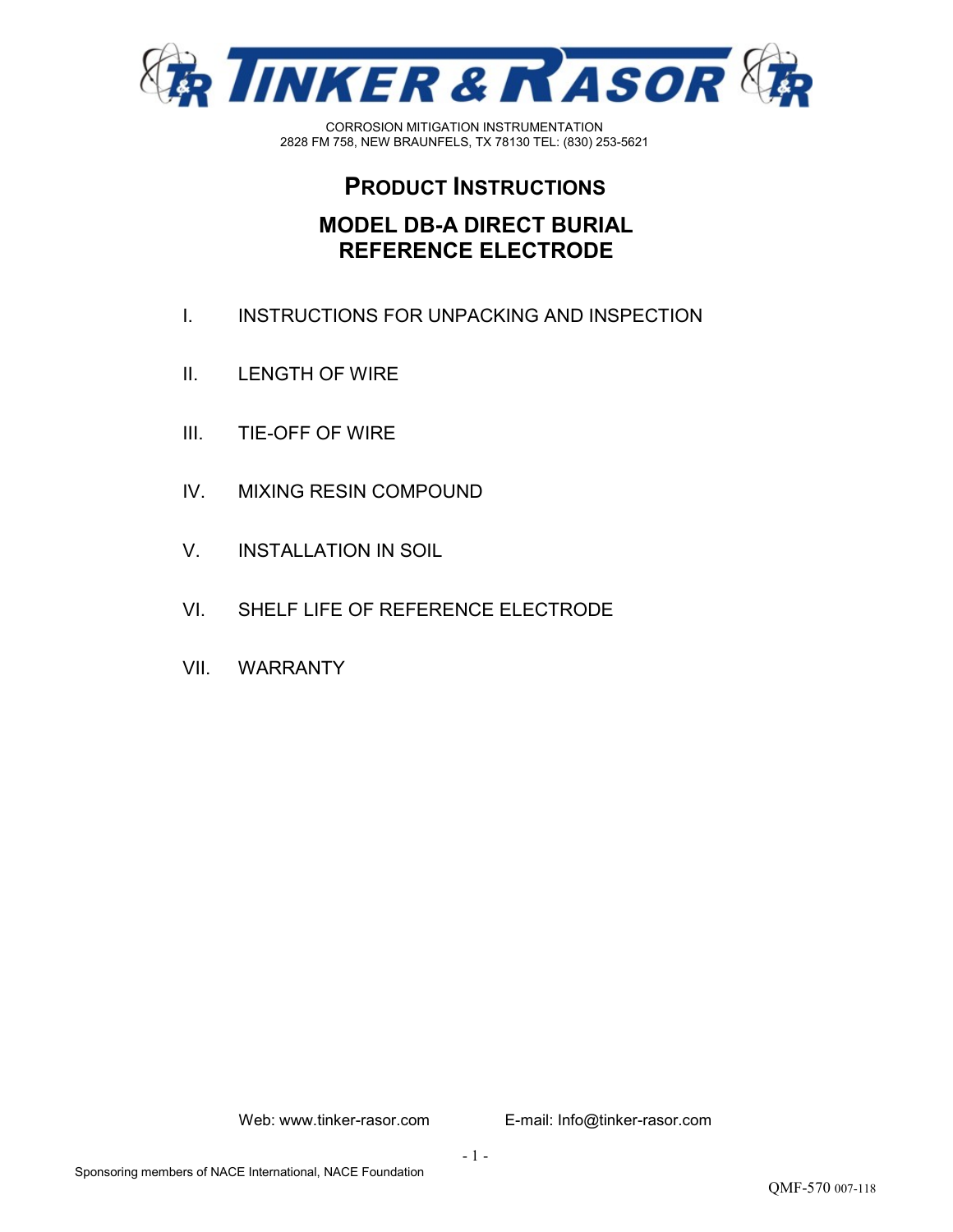# TINKER & RASOR

CORROSION MITIGATION INSTRUMENTATION
2828 FM 758, NEW BRAUNFELS, TX 78130 TEL: (830) 253-5621

## PRODUCT INSTRUCTIONS

## MODEL DB-A DIRECT BURIAL REFERENCE ELECTRODE

I. INSTRUCTIONS FOR UNPACKING AND INSPECTION

II. LENGTH OF WIRE

III. TIE-OFF OF WIRE

IV. MIXING RESIN COMPOUND

V. INSTALLATION IN SOIL

VI. SHELF LIFE OF REFERENCE ELECTRODE

VII. WARRANTY

Web: www.tinker-rasor.com E-mail: Info@tinker-rasor.com

Sponsoring members of NACE International, NACE Foundation

QMF-570 007-118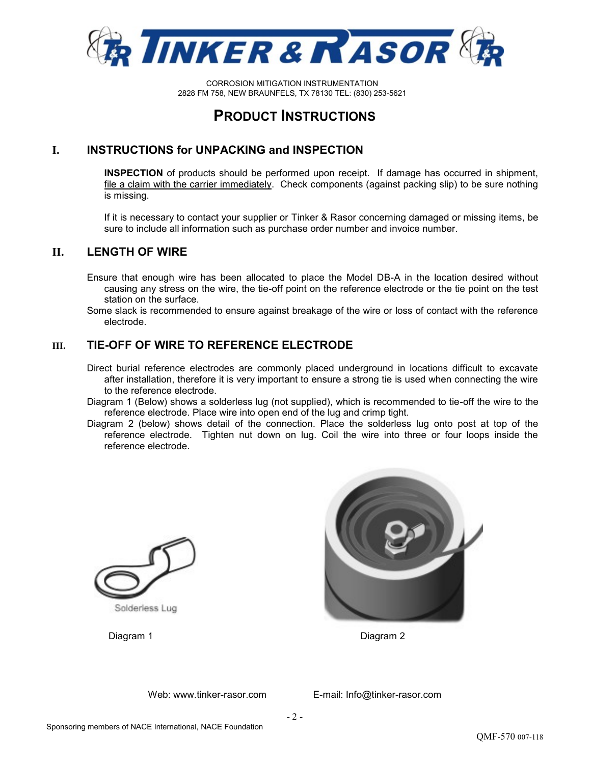# Product Instructions

## I. INSTRUCTIONS for UNPACKING and INSPECTION

**INSPECTION** of products should be performed upon receipt. If damage has occurred in shipment, file a claim with the carrier immediately. Check components (against packing slip) to be sure nothing is missing.

If it is necessary to contact your supplier or Tinker & Rasor concerning damaged or missing items, be sure to include all information such as purchase order number and invoice number.

## II. LENGTH OF WIRE

Ensure that enough wire has been allocated to place the Model DB-A in the location desired without causing any stress on the wire, the tie-off point on the reference electrode or the tie point on the test station on the surface.

Some slack is recommended to ensure against breakage of the wire or loss of contact with the reference electrode.

## III. TIE-OFF OF WIRE TO REFERENCE ELECTRODE

Direct burial reference electrodes are commonly placed underground in locations difficult to excavate after installation, therefore it is very important to ensure a strong tie is used when connecting the wire to the reference electrode.

Diagram 1 (Below) shows a solderless lug (not supplied), which is recommended to tie-off the wire to the reference electrode. Place wire into open end of the lug and crimp tight.

Diagram 2 (below) shows detail of the connection. Place the solderless lug onto post at top of the reference electrode. Tighten nut down on lug. Coil the wire into three or four loops inside the reference electrode.

Solderless Lug

Diagram 1

Diagram 2

Web: www.tinker-rasor.com E-mail: Info@tinker-rasor.com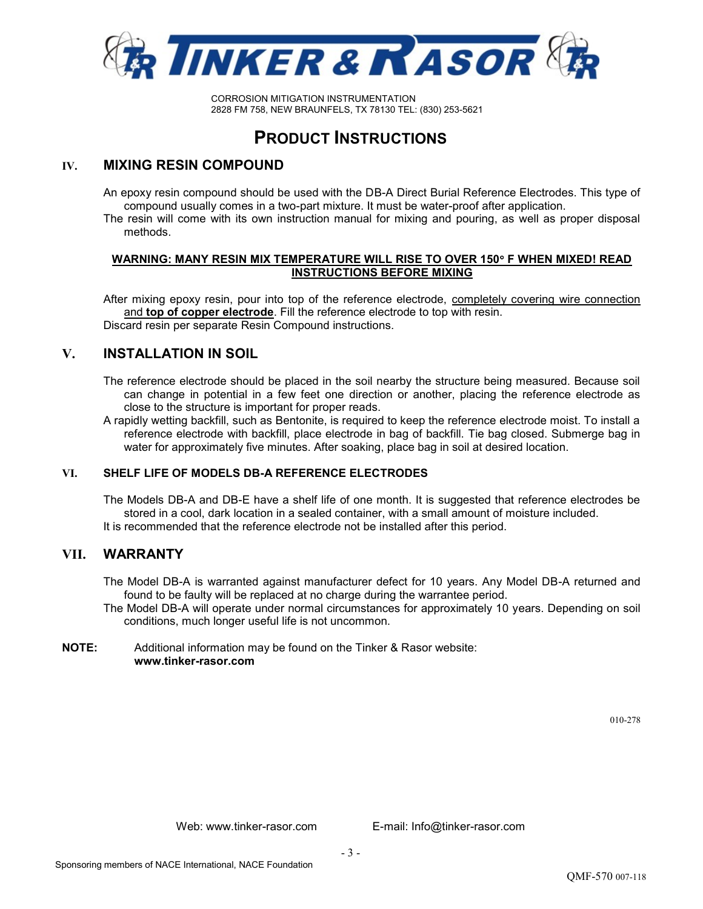# TINKER & RASOR

CORROSION MITIGATION INSTRUMENTATION
2828 FM 758, NEW BRAUNFELS, TX 78130 TEL: (830) 253-5621

# PRODUCT INSTRUCTIONS

## IV. MIXING RESIN COMPOUND

An epoxy resin compound should be used with the DB-A Direct Burial Reference Electrodes. This type of compound usually comes in a two-part mixture. It must be water-proof after application.

The resin will come with its own instruction manual for mixing and pouring, as well as proper disposal methods.

**WARNING: MANY RESIN MIX TEMPERATURE WILL RISE TO OVER 150° F WHEN MIXED! READ INSTRUCTIONS BEFORE MIXING**

After mixing epoxy resin, pour into top of the reference electrode, completely covering wire connection and **top of copper electrode**. Fill the reference electrode to top with resin.

Discard resin per separate Resin Compound instructions.

## V. INSTALLATION IN SOIL

The reference electrode should be placed in the soil nearby the structure being measured. Because soil can change in potential in a few feet one direction or another, placing the reference electrode as close to the structure is important for proper reads.

A rapidly wetting backfill, such as Bentonite, is required to keep the reference electrode moist. To install a reference electrode with backfill, place electrode in bag of backfill. Tie bag closed. Submerge bag in water for approximately five minutes. After soaking, place bag in soil at desired location.

### VI. SHELF LIFE OF MODELS DB-A REFERENCE ELECTRODES

The Models DB-A and DB-E have a shelf life of one month. It is suggested that reference electrodes be stored in a cool, dark location in a sealed container, with a small amount of moisture included.

It is recommended that the reference electrode not be installed after this period.

## VII. WARRANTY

The Model DB-A is warranted against manufacturer defect for 10 years. Any Model DB-A returned and found to be faulty will be replaced at no charge during the warrantee period.

The Model DB-A will operate under normal circumstances for approximately 10 years. Depending on soil conditions, much longer useful life is not uncommon.

**NOTE:** Additional information may be found on the Tinker & Rasor website: **www.tinker-rasor.com**

010-278

Web: www.tinker-rasor.com E-mail: Info@tinker-rasor.com

Sponsoring members of NACE International, NACE Foundation

QMF-570 007-118